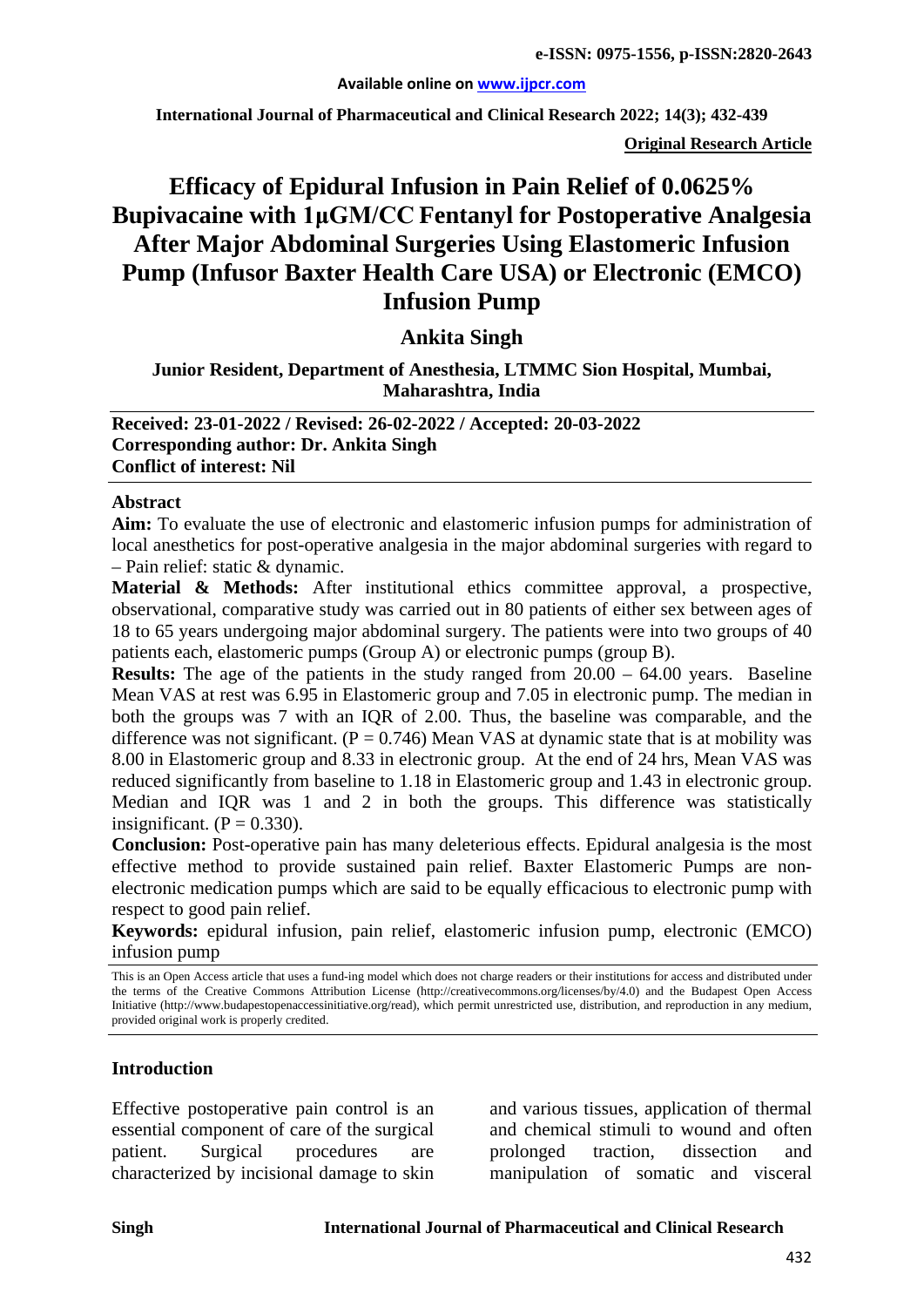**Original Research Article**

# Efficacy of Epidural Infusion in Pain Relief of 0.0625% Bupivacaine with 1µGM/CC Fentanyl for Postoperative Analgesia After Major Abdominal Surgeries Using Elastomeric Infusion Pump (Infusor Baxter Health Care USA) or Electronic (EMCO) Infusion Pump

**Ankita Singh**

**Junior Resident, Department of Anesthesia, LTMMC Sion Hospital, Mumbai, Maharashtra, India**

**Received: 23-01-2022 / Revised: 26-02-2022 / Accepted: 20-03-2022**
**Corresponding author: Dr. Ankita Singh**
**Conflict of interest: Nil**

## Abstract

**Aim:** To evaluate the use of electronic and elastomeric infusion pumps for administration of local anesthetics for post-operative analgesia in the major abdominal surgeries with regard to – Pain relief: static & dynamic.

**Material & Methods:** After institutional ethics committee approval, a prospective, observational, comparative study was carried out in 80 patients of either sex between ages of 18 to 65 years undergoing major abdominal surgery. The patients were into two groups of 40 patients each, elastomeric pumps (Group A) or electronic pumps (group B).

**Results:** The age of the patients in the study ranged from 20.00 – 64.00 years. Baseline Mean VAS at rest was 6.95 in Elastomeric group and 7.05 in electronic pump. The median in both the groups was 7 with an IQR of 2.00. Thus, the baseline was comparable, and the difference was not significant. (P = 0.746) Mean VAS at dynamic state that is at mobility was 8.00 in Elastomeric group and 8.33 in electronic group. At the end of 24 hrs, Mean VAS was reduced significantly from baseline to 1.18 in Elastomeric group and 1.43 in electronic group. Median and IQR was 1 and 2 in both the groups. This difference was statistically insignificant. (P = 0.330).

**Conclusion:** Post-operative pain has many deleterious effects. Epidural analgesia is the most effective method to provide sustained pain relief. Baxter Elastomeric Pumps are non-electronic medication pumps which are said to be equally efficacious to electronic pump with respect to good pain relief.

**Keywords:** epidural infusion, pain relief, elastomeric infusion pump, electronic (EMCO) infusion pump

This is an Open Access article that uses a fund-ing model which does not charge readers or their institutions for access and distributed under the terms of the Creative Commons Attribution License (http://creativecommons.org/licenses/by/4.0) and the Budapest Open Access Initiative (http://www.budapestopenaccessinitiative.org/read), which permit unrestricted use, distribution, and reproduction in any medium, provided original work is properly credited.

## Introduction

Effective postoperative pain control is an essential component of care of the surgical patient. Surgical procedures are characterized by incisional damage to skin and various tissues, application of thermal and chemical stimuli to wound and often prolonged traction, dissection and manipulation of somatic and visceral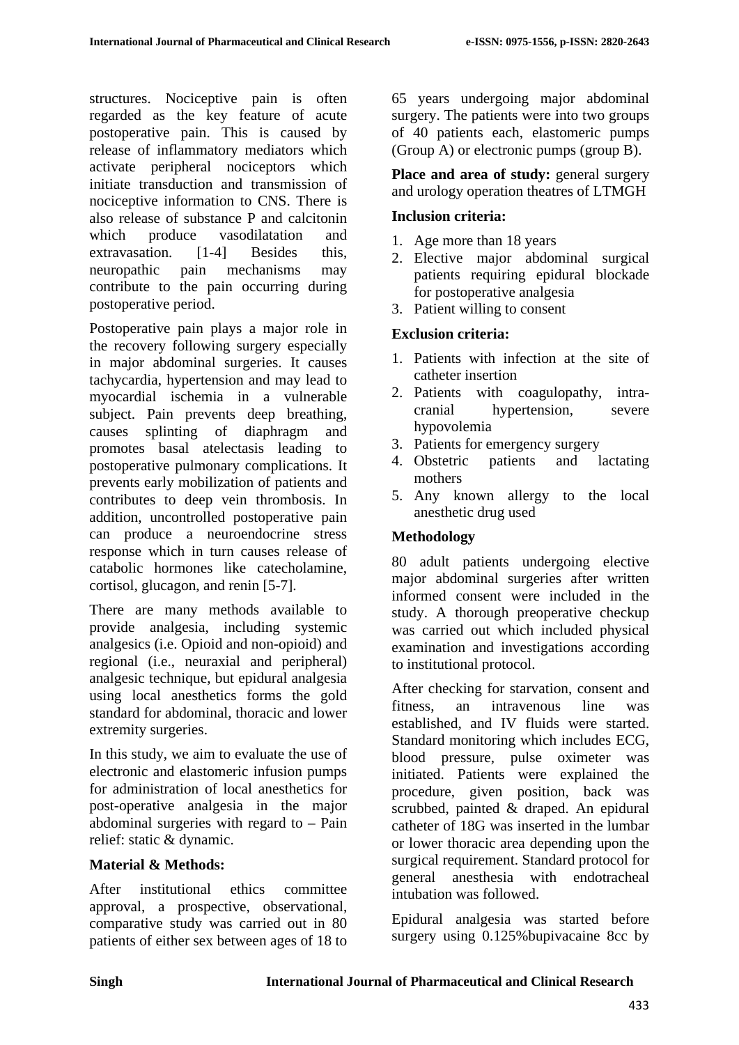structures. Nociceptive pain is often regarded as the key feature of acute postoperative pain. This is caused by release of inflammatory mediators which activate peripheral nociceptors which initiate transduction and transmission of nociceptive information to CNS. There is also release of substance P and calcitonin which produce vasodilatation and extravasation. [1-4] Besides this, neuropathic pain mechanisms may contribute to the pain occurring during postoperative period.

Postoperative pain plays a major role in the recovery following surgery especially in major abdominal surgeries. It causes tachycardia, hypertension and may lead to myocardial ischemia in a vulnerable subject. Pain prevents deep breathing, causes splinting of diaphragm and promotes basal atelectasis leading to postoperative pulmonary complications. It prevents early mobilization of patients and contributes to deep vein thrombosis. In addition, uncontrolled postoperative pain can produce a neuroendocrine stress response which in turn causes release of catabolic hormones like catecholamine, cortisol, glucagon, and renin [5-7].

There are many methods available to provide analgesia, including systemic analgesics (i.e. Opioid and non-opioid) and regional (i.e., neuraxial and peripheral) analgesic technique, but epidural analgesia using local anesthetics forms the gold standard for abdominal, thoracic and lower extremity surgeries.

In this study, we aim to evaluate the use of electronic and elastomeric infusion pumps for administration of local anesthetics for post-operative analgesia in the major abdominal surgeries with regard to – Pain relief: static & dynamic.

## Material & Methods:

After institutional ethics committee approval, a prospective, observational, comparative study was carried out in 80 patients of either sex between ages of 18 to 65 years undergoing major abdominal surgery. The patients were into two groups of 40 patients each, elastomeric pumps (Group A) or electronic pumps (group B).

**Place and area of study:** general surgery and urology operation theatres of LTMGH

**Inclusion criteria:**

1. Age more than 18 years
2. Elective major abdominal surgical patients requiring epidural blockade for postoperative analgesia
3. Patient willing to consent

**Exclusion criteria:**

1. Patients with infection at the site of catheter insertion
2. Patients with coagulopathy, intra-cranial hypertension, severe hypovolemia
3. Patients for emergency surgery
4. Obstetric patients and lactating mothers
5. Any known allergy to the local anesthetic drug used

**Methodology**

80 adult patients undergoing elective major abdominal surgeries after written informed consent were included in the study. A thorough preoperative checkup was carried out which included physical examination and investigations according to institutional protocol.

After checking for starvation, consent and fitness, an intravenous line was established, and IV fluids were started. Standard monitoring which includes ECG, blood pressure, pulse oximeter was initiated. Patients were explained the procedure, given position, back was scrubbed, painted & draped. An epidural catheter of 18G was inserted in the lumbar or lower thoracic area depending upon the surgical requirement. Standard protocol for general anesthesia with endotracheal intubation was followed.

Epidural analgesia was started before surgery using 0.125%bupivacaine 8cc by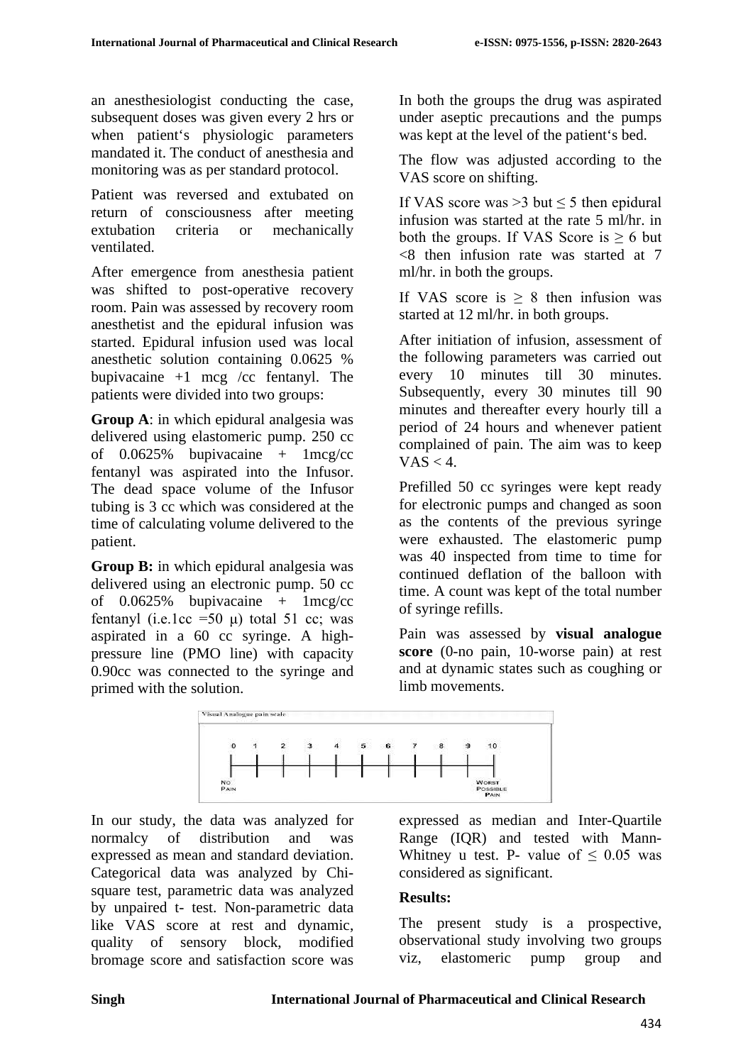an anesthesiologist conducting the case, subsequent doses was given every 2 hrs or when patient's physiologic parameters mandated it. The conduct of anesthesia and monitoring was as per standard protocol.

Patient was reversed and extubated on return of consciousness after meeting extubation criteria or mechanically ventilated.

After emergence from anesthesia patient was shifted to post-operative recovery room. Pain was assessed by recovery room anesthetist and the epidural infusion was started. Epidural infusion used was local anesthetic solution containing 0.0625 % bupivacaine +1 mcg /cc fentanyl. The patients were divided into two groups:

**Group A**: in which epidural analgesia was delivered using elastomeric pump. 250 cc of 0.0625% bupivacaine + 1mcg/cc fentanyl was aspirated into the Infusor. The dead space volume of the Infusor tubing is 3 cc which was considered at the time of calculating volume delivered to the patient.

**Group B:** in which epidural analgesia was delivered using an electronic pump. 50 cc of 0.0625% bupivacaine + 1mcg/cc fentanyl (i.e.1cc =50 μ) total 51 cc; was aspirated in a 60 cc syringe. A high-pressure line (PMO line) with capacity 0.90cc was connected to the syringe and primed with the solution.

In both the groups the drug was aspirated under aseptic precautions and the pumps was kept at the level of the patient's bed.

The flow was adjusted according to the VAS score on shifting.

If VAS score was >3 but ≤ 5 then epidural infusion was started at the rate 5 ml/hr. in both the groups. If VAS Score is ≥ 6 but <8 then infusion rate was started at 7 ml/hr. in both the groups.

If VAS score is ≥ 8 then infusion was started at 12 ml/hr. in both groups.

After initiation of infusion, assessment of the following parameters was carried out every 10 minutes till 30 minutes. Subsequently, every 30 minutes till 90 minutes and thereafter every hourly till a period of 24 hours and whenever patient complained of pain. The aim was to keep VAS < 4.

Prefilled 50 cc syringes were kept ready for electronic pumps and changed as soon as the contents of the previous syringe were exhausted. The elastomeric pump was 40 inspected from time to time for continued deflation of the balloon with time. A count was kept of the total number of syringe refills.

Pain was assessed by **visual analogue score** (0-no pain, 10-worse pain) at rest and at dynamic states such as coughing or limb movements.

Visual Analogue pain scale

0 1 2 3 4 5 6 7 8 9 10

NO PAIN — WORST POSSIBLE PAIN

In our study, the data was analyzed for normalcy of distribution and was expressed as mean and standard deviation. Categorical data was analyzed by Chi-square test, parametric data was analyzed by unpaired t- test. Non-parametric data like VAS score at rest and dynamic, quality of sensory block, modified bromage score and satisfaction score was expressed as median and Inter-Quartile Range (IQR) and tested with Mann-Whitney u test. P- value of ≤ 0.05 was considered as significant.

**Results:**

The present study is a prospective, observational study involving two groups viz, elastomeric pump group and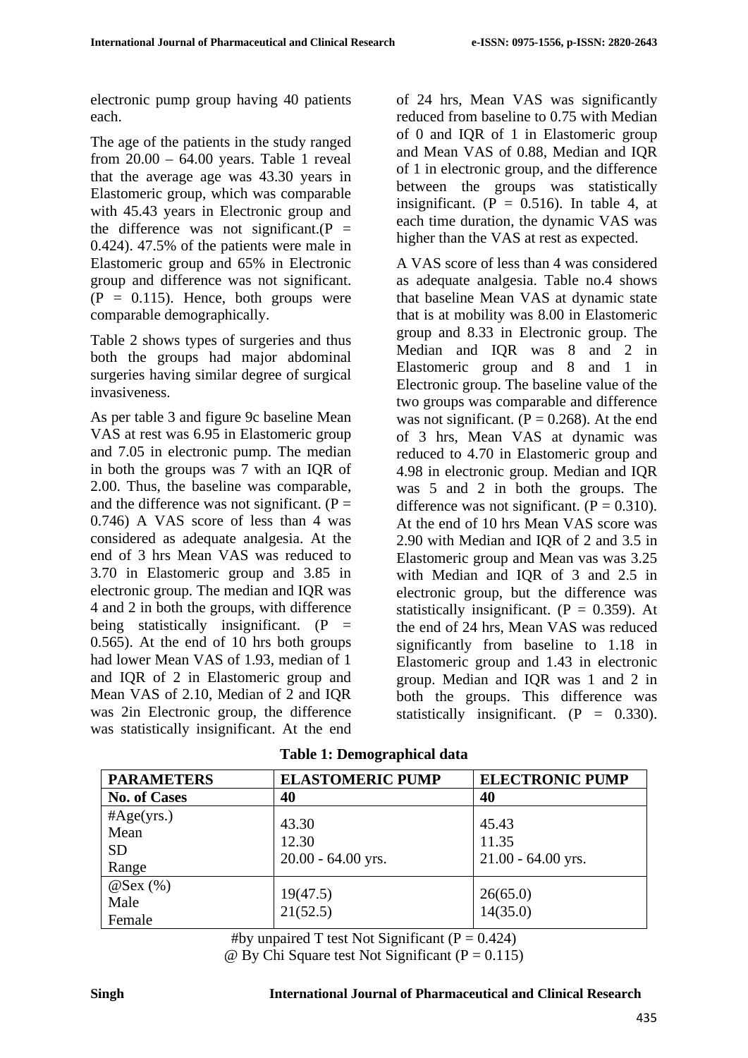electronic pump group having 40 patients each.

The age of the patients in the study ranged from 20.00 – 64.00 years. Table 1 reveal that the average age was 43.30 years in Elastomeric group, which was comparable with 45.43 years in Electronic group and the difference was not significant.(P = 0.424). 47.5% of the patients were male in Elastomeric group and 65% in Electronic group and difference was not significant. (P = 0.115). Hence, both groups were comparable demographically.

Table 2 shows types of surgeries and thus both the groups had major abdominal surgeries having similar degree of surgical invasiveness.

As per table 3 and figure 9c baseline Mean VAS at rest was 6.95 in Elastomeric group and 7.05 in electronic pump. The median in both the groups was 7 with an IQR of 2.00. Thus, the baseline was comparable, and the difference was not significant. (P = 0.746) A VAS score of less than 4 was considered as adequate analgesia. At the end of 3 hrs Mean VAS was reduced to 3.70 in Elastomeric group and 3.85 in electronic group. The median and IQR was 4 and 2 in both the groups, with difference being statistically insignificant. (P = 0.565). At the end of 10 hrs both groups had lower Mean VAS of 1.93, median of 1 and IQR of 2 in Elastomeric group and Mean VAS of 2.10, Median of 2 and IQR was 2in Electronic group, the difference was statistically insignificant. At the end of 24 hrs, Mean VAS was significantly reduced from baseline to 0.75 with Median of 0 and IQR of 1 in Elastomeric group and Mean VAS of 0.88, Median and IQR of 1 in electronic group, and the difference between the groups was statistically insignificant. (P = 0.516). In table 4, at each time duration, the dynamic VAS was higher than the VAS at rest as expected.

A VAS score of less than 4 was considered as adequate analgesia. Table no.4 shows that baseline Mean VAS at dynamic state that is at mobility was 8.00 in Elastomeric group and 8.33 in Electronic group. The Median and IQR was 8 and 2 in Elastomeric group and 8 and 1 in Electronic group. The baseline value of the two groups was comparable and difference was not significant. (P = 0.268). At the end of 3 hrs, Mean VAS at dynamic was reduced to 4.70 in Elastomeric group and 4.98 in electronic group. Median and IQR was 5 and 2 in both the groups. The difference was not significant. (P = 0.310). At the end of 10 hrs Mean VAS score was 2.90 with Median and IQR of 2 and 3.5 in Elastomeric group and Mean vas was 3.25 with Median and IQR of 3 and 2.5 in electronic group, but the difference was statistically insignificant. (P = 0.359). At the end of 24 hrs, Mean VAS was reduced significantly from baseline to 1.18 in Elastomeric group and 1.43 in electronic group. Median and IQR was 1 and 2 in both the groups. This difference was statistically insignificant. (P = 0.330).

**Table 1: Demographical data**

| PARAMETERS | ELASTOMERIC PUMP | ELECTRONIC PUMP |
|---|---|---|
| **No. of Cases** | **40** | **40** |
| #Age(yrs.)<br>Mean<br>SD<br>Range | 43.30<br>12.30<br>20.00 - 64.00 yrs. | 45.43<br>11.35<br>21.00 - 64.00 yrs. |
| @Sex (%)<br>Male<br>Female | 19(47.5)<br>21(52.5) | 26(65.0)<br>14(35.0) |

#by unpaired T test Not Significant (P = 0.424)
@ By Chi Square test Not Significant (P = 0.115)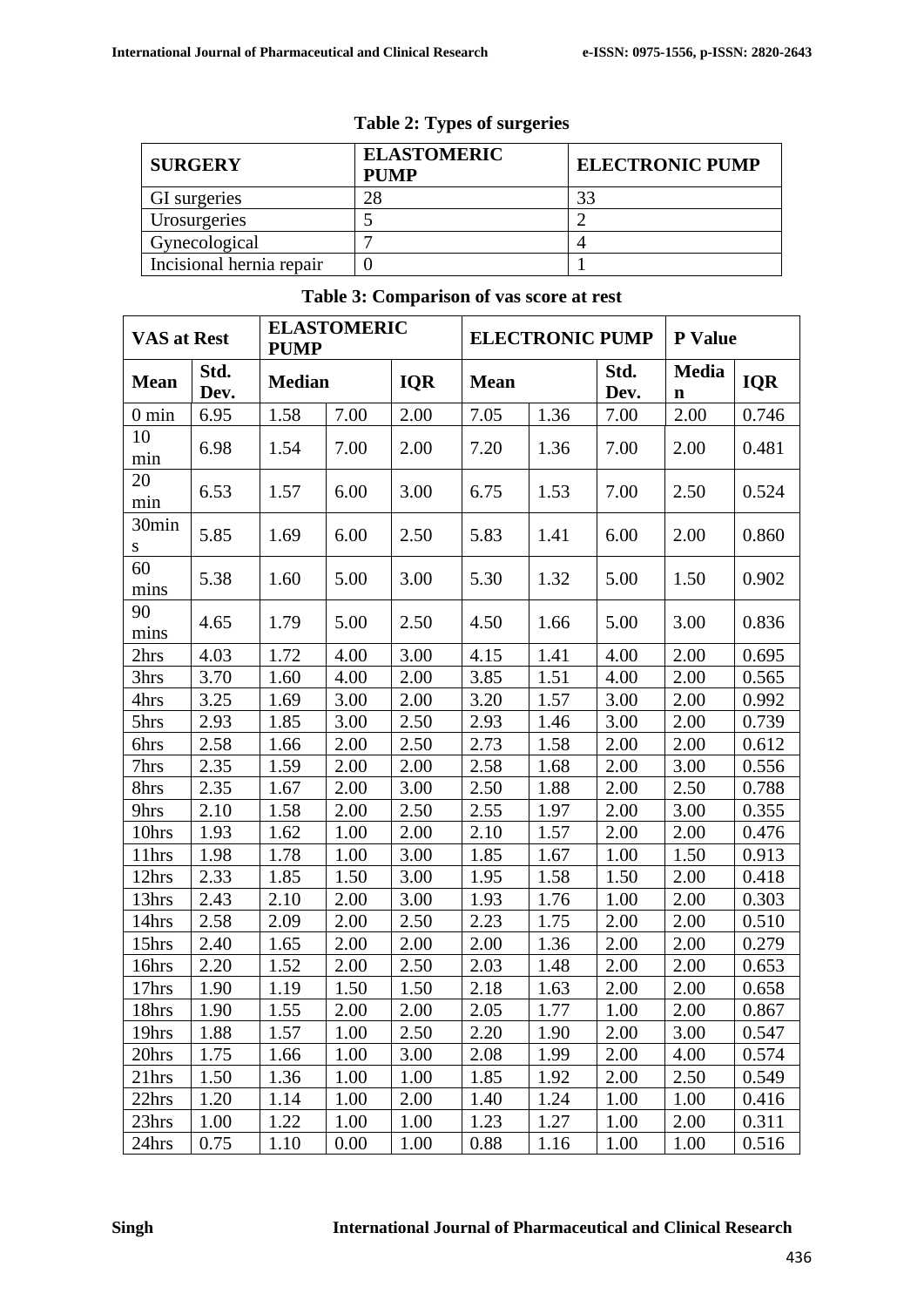**Table 2: Types of surgeries**

| SURGERY | ELASTOMERIC PUMP | ELECTRONIC PUMP |
|---|---|---|
| GI surgeries | 28 | 33 |
| Urosurgeries | 5 | 2 |
| Gynecological | 7 | 4 |
| Incisional hernia repair | 0 | 1 |

**Table 3: Comparison of vas score at rest**

| VAS at Rest | | ELASTOMERIC PUMP | | | ELECTRONIC PUMP | | | P Value | |
|---|---|---|---|---|---|---|---|---|---|
| Mean | Std. Dev. | Median | | IQR | Mean | | Std. Dev. | Median | IQR |
| 0 min | 6.95 | 1.58 | 7.00 | 2.00 | 7.05 | 1.36 | 7.00 | 2.00 | 0.746 |
| 10 min | 6.98 | 1.54 | 7.00 | 2.00 | 7.20 | 1.36 | 7.00 | 2.00 | 0.481 |
| 20 min | 6.53 | 1.57 | 6.00 | 3.00 | 6.75 | 1.53 | 7.00 | 2.50 | 0.524 |
| 30mins | 5.85 | 1.69 | 6.00 | 2.50 | 5.83 | 1.41 | 6.00 | 2.00 | 0.860 |
| 60 mins | 5.38 | 1.60 | 5.00 | 3.00 | 5.30 | 1.32 | 5.00 | 1.50 | 0.902 |
| 90 mins | 4.65 | 1.79 | 5.00 | 2.50 | 4.50 | 1.66 | 5.00 | 3.00 | 0.836 |
| 2hrs | 4.03 | 1.72 | 4.00 | 3.00 | 4.15 | 1.41 | 4.00 | 2.00 | 0.695 |
| 3hrs | 3.70 | 1.60 | 4.00 | 2.00 | 3.85 | 1.51 | 4.00 | 2.00 | 0.565 |
| 4hrs | 3.25 | 1.69 | 3.00 | 2.00 | 3.20 | 1.57 | 3.00 | 2.00 | 0.992 |
| 5hrs | 2.93 | 1.85 | 3.00 | 2.50 | 2.93 | 1.46 | 3.00 | 2.00 | 0.739 |
| 6hrs | 2.58 | 1.66 | 2.00 | 2.50 | 2.73 | 1.58 | 2.00 | 2.00 | 0.612 |
| 7hrs | 2.35 | 1.59 | 2.00 | 2.00 | 2.58 | 1.68 | 2.00 | 3.00 | 0.556 |
| 8hrs | 2.35 | 1.67 | 2.00 | 3.00 | 2.50 | 1.88 | 2.00 | 2.50 | 0.788 |
| 9hrs | 2.10 | 1.58 | 2.00 | 2.50 | 2.55 | 1.97 | 2.00 | 3.00 | 0.355 |
| 10hrs | 1.93 | 1.62 | 1.00 | 2.00 | 2.10 | 1.57 | 2.00 | 2.00 | 0.476 |
| 11hrs | 1.98 | 1.78 | 1.00 | 3.00 | 1.85 | 1.67 | 1.00 | 1.50 | 0.913 |
| 12hrs | 2.33 | 1.85 | 1.50 | 3.00 | 1.95 | 1.58 | 1.50 | 2.00 | 0.418 |
| 13hrs | 2.43 | 2.10 | 2.00 | 3.00 | 1.93 | 1.76 | 1.00 | 2.00 | 0.303 |
| 14hrs | 2.58 | 2.09 | 2.00 | 2.50 | 2.23 | 1.75 | 2.00 | 2.00 | 0.510 |
| 15hrs | 2.40 | 1.65 | 2.00 | 2.00 | 2.00 | 1.36 | 2.00 | 2.00 | 0.279 |
| 16hrs | 2.20 | 1.52 | 2.00 | 2.50 | 2.03 | 1.48 | 2.00 | 2.00 | 0.653 |
| 17hrs | 1.90 | 1.19 | 1.50 | 1.50 | 2.18 | 1.63 | 2.00 | 2.00 | 0.658 |
| 18hrs | 1.90 | 1.55 | 2.00 | 2.00 | 2.05 | 1.77 | 1.00 | 2.00 | 0.867 |
| 19hrs | 1.88 | 1.57 | 1.00 | 2.50 | 2.20 | 1.90 | 2.00 | 3.00 | 0.547 |
| 20hrs | 1.75 | 1.66 | 1.00 | 3.00 | 2.08 | 1.99 | 2.00 | 4.00 | 0.574 |
| 21hrs | 1.50 | 1.36 | 1.00 | 1.00 | 1.85 | 1.92 | 2.00 | 2.50 | 0.549 |
| 22hrs | 1.20 | 1.14 | 1.00 | 2.00 | 1.40 | 1.24 | 1.00 | 1.00 | 0.416 |
| 23hrs | 1.00 | 1.22 | 1.00 | 1.00 | 1.23 | 1.27 | 1.00 | 2.00 | 0.311 |
| 24hrs | 0.75 | 1.10 | 0.00 | 1.00 | 0.88 | 1.16 | 1.00 | 1.00 | 0.516 |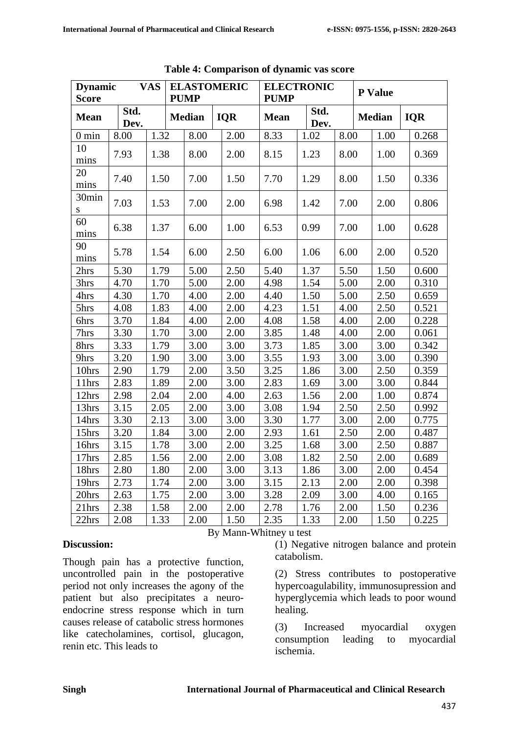**Table 4: Comparison of dynamic vas score**

| Dynamic VAS Score | ELASTOMERIC PUMP | | | | ELECTRONIC PUMP | | | | P Value |
|---|---|---|---|---|---|---|---|---|---|
| | Mean | Std. Dev. | Median | IQR | Mean | Std. Dev. | Median | IQR | |
| 0 min | 8.00 | 1.32 | 8.00 | 2.00 | 8.33 | 1.02 | 8.00 | 1.00 | 0.268 |
| 10 mins | 7.93 | 1.38 | 8.00 | 2.00 | 8.15 | 1.23 | 8.00 | 1.00 | 0.369 |
| 20 mins | 7.40 | 1.50 | 7.00 | 1.50 | 7.70 | 1.29 | 8.00 | 1.50 | 0.336 |
| 30mins | 7.03 | 1.53 | 7.00 | 2.00 | 6.98 | 1.42 | 7.00 | 2.00 | 0.806 |
| 60 mins | 6.38 | 1.37 | 6.00 | 1.00 | 6.53 | 0.99 | 7.00 | 1.00 | 0.628 |
| 90 mins | 5.78 | 1.54 | 6.00 | 2.50 | 6.00 | 1.06 | 6.00 | 2.00 | 0.520 |
| 2hrs | 5.30 | 1.79 | 5.00 | 2.50 | 5.40 | 1.37 | 5.50 | 1.50 | 0.600 |
| 3hrs | 4.70 | 1.70 | 5.00 | 2.00 | 4.98 | 1.54 | 5.00 | 2.00 | 0.310 |
| 4hrs | 4.30 | 1.70 | 4.00 | 2.00 | 4.40 | 1.50 | 5.00 | 2.50 | 0.659 |
| 5hrs | 4.08 | 1.83 | 4.00 | 2.00 | 4.23 | 1.51 | 4.00 | 2.50 | 0.521 |
| 6hrs | 3.70 | 1.84 | 4.00 | 2.00 | 4.08 | 1.58 | 4.00 | 2.00 | 0.228 |
| 7hrs | 3.30 | 1.70 | 3.00 | 2.00 | 3.85 | 1.48 | 4.00 | 2.00 | 0.061 |
| 8hrs | 3.33 | 1.79 | 3.00 | 3.00 | 3.73 | 1.85 | 3.00 | 3.00 | 0.342 |
| 9hrs | 3.20 | 1.90 | 3.00 | 3.00 | 3.55 | 1.93 | 3.00 | 3.00 | 0.390 |
| 10hrs | 2.90 | 1.79 | 2.00 | 3.50 | 3.25 | 1.86 | 3.00 | 2.50 | 0.359 |
| 11hrs | 2.83 | 1.89 | 2.00 | 3.00 | 2.83 | 1.69 | 3.00 | 3.00 | 0.844 |
| 12hrs | 2.98 | 2.04 | 2.00 | 4.00 | 2.63 | 1.56 | 2.00 | 1.00 | 0.874 |
| 13hrs | 3.15 | 2.05 | 2.00 | 3.00 | 3.08 | 1.94 | 2.50 | 2.50 | 0.992 |
| 14hrs | 3.30 | 2.13 | 3.00 | 3.00 | 3.30 | 1.77 | 3.00 | 2.00 | 0.775 |
| 15hrs | 3.20 | 1.84 | 3.00 | 2.00 | 2.93 | 1.61 | 2.50 | 2.00 | 0.487 |
| 16hrs | 3.15 | 1.78 | 3.00 | 2.00 | 3.25 | 1.68 | 3.00 | 2.50 | 0.887 |
| 17hrs | 2.85 | 1.56 | 2.00 | 2.00 | 3.08 | 1.82 | 2.50 | 2.00 | 0.689 |
| 18hrs | 2.80 | 1.80 | 2.00 | 3.00 | 3.13 | 1.86 | 3.00 | 2.00 | 0.454 |
| 19hrs | 2.73 | 1.74 | 2.00 | 3.00 | 3.15 | 2.13 | 2.00 | 2.00 | 0.398 |
| 20hrs | 2.63 | 1.75 | 2.00 | 3.00 | 3.28 | 2.09 | 3.00 | 4.00 | 0.165 |
| 21hrs | 2.38 | 1.58 | 2.00 | 2.00 | 2.78 | 1.76 | 2.00 | 1.50 | 0.236 |
| 22hrs | 2.08 | 1.33 | 2.00 | 1.50 | 2.35 | 1.33 | 2.00 | 1.50 | 0.225 |

By Mann-Whitney u test

**Discussion:**

Though pain has a protective function, uncontrolled pain in the postoperative period not only increases the agony of the patient but also precipitates a neuro-endocrine stress response which in turn causes release of catabolic stress hormones like catecholamines, cortisol, glucagon, renin etc. This leads to

(1) Negative nitrogen balance and protein catabolism.

(2) Stress contributes to postoperative hypercoagulability, immunosupression and hyperglycemia which leads to poor wound healing.

(3) Increased myocardial oxygen consumption leading to myocardial ischemia.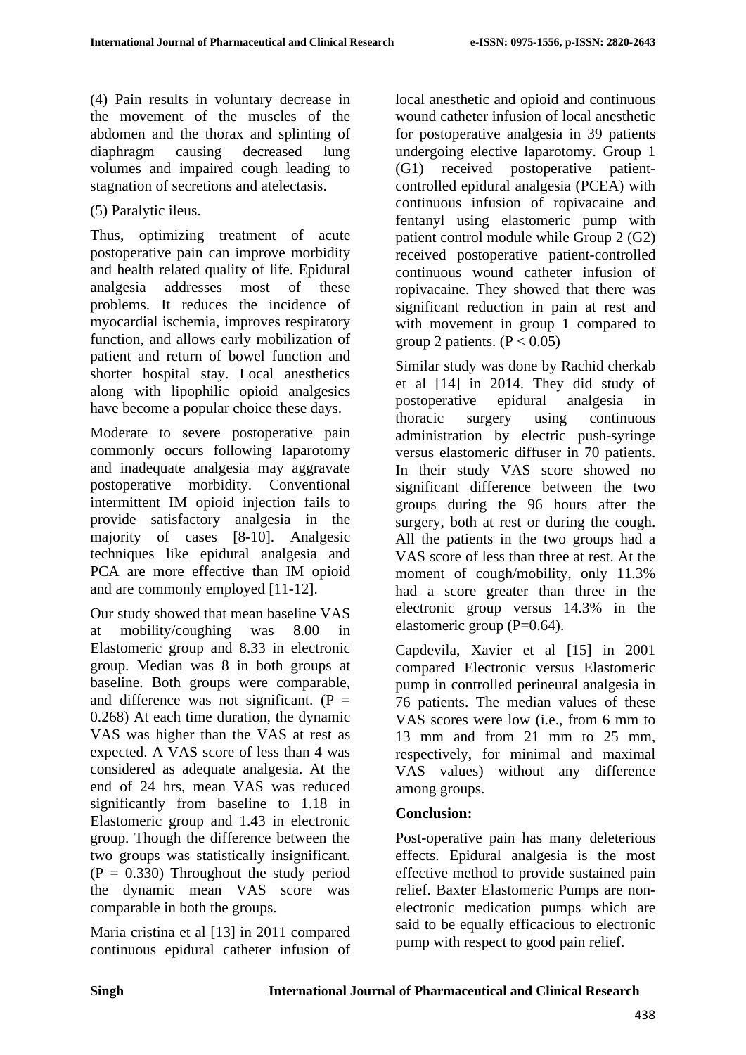(4) Pain results in voluntary decrease in the movement of the muscles of the abdomen and the thorax and splinting of diaphragm causing decreased lung volumes and impaired cough leading to stagnation of secretions and atelectasis.

(5) Paralytic ileus.

Thus, optimizing treatment of acute postoperative pain can improve morbidity and health related quality of life. Epidural analgesia addresses most of these problems. It reduces the incidence of myocardial ischemia, improves respiratory function, and allows early mobilization of patient and return of bowel function and shorter hospital stay. Local anesthetics along with lipophilic opioid analgesics have become a popular choice these days.

Moderate to severe postoperative pain commonly occurs following laparotomy and inadequate analgesia may aggravate postoperative morbidity. Conventional intermittent IM opioid injection fails to provide satisfactory analgesia in the majority of cases [8-10]. Analgesic techniques like epidural analgesia and PCA are more effective than IM opioid and are commonly employed [11-12].

Our study showed that mean baseline VAS at mobility/coughing was 8.00 in Elastomeric group and 8.33 in electronic group. Median was 8 in both groups at baseline. Both groups were comparable, and difference was not significant. ($P = 0.268$) At each time duration, the dynamic VAS was higher than the VAS at rest as expected. A VAS score of less than 4 was considered as adequate analgesia. At the end of 24 hrs, mean VAS was reduced significantly from baseline to 1.18 in Elastomeric group and 1.43 in electronic group. Though the difference between the two groups was statistically insignificant. ($P = 0.330$) Throughout the study period the dynamic mean VAS score was comparable in both the groups.

Maria cristina et al [13] in 2011 compared continuous epidural catheter infusion of local anesthetic and opioid and continuous wound catheter infusion of local anesthetic for postoperative analgesia in 39 patients undergoing elective laparotomy. Group 1 (G1) received postoperative patient-controlled epidural analgesia (PCEA) with continuous infusion of ropivacaine and fentanyl using elastomeric pump with patient control module while Group 2 (G2) received postoperative patient-controlled continuous wound catheter infusion of ropivacaine. They showed that there was significant reduction in pain at rest and with movement in group 1 compared to group 2 patients. ($P < 0.05$)

Similar study was done by Rachid cherkab et al [14] in 2014. They did study of postoperative epidural analgesia in thoracic surgery using continuous administration by electric push-syringe versus elastomeric diffuser in 70 patients. In their study VAS score showed no significant difference between the two groups during the 96 hours after the surgery, both at rest or during the cough. All the patients in the two groups had a VAS score of less than three at rest. At the moment of cough/mobility, only 11.3% had a score greater than three in the electronic group versus 14.3% in the elastomeric group ($P=0.64$).

Capdevila, Xavier et al [15] in 2001 compared Electronic versus Elastomeric pump in controlled perineural analgesia in 76 patients. The median values of these VAS scores were low (i.e., from 6 mm to 13 mm and from 21 mm to 25 mm, respectively, for minimal and maximal VAS values) without any difference among groups.

**Conclusion:**

Post-operative pain has many deleterious effects. Epidural analgesia is the most effective method to provide sustained pain relief. Baxter Elastomeric Pumps are non-electronic medication pumps which are said to be equally efficacious to electronic pump with respect to good pain relief.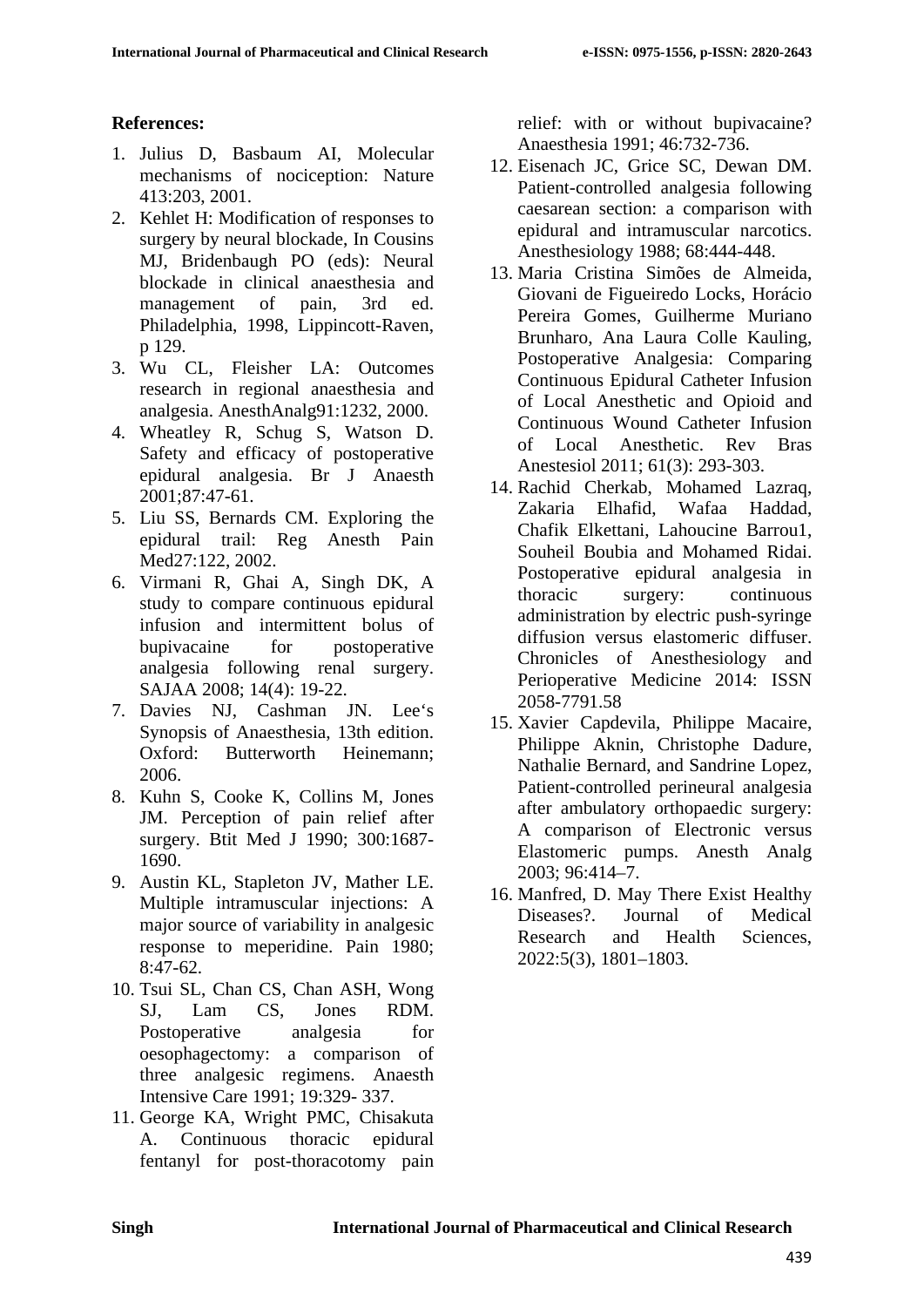**References:**

1. Julius D, Basbaum AI, Molecular mechanisms of nociception: Nature 413:203, 2001.
2. Kehlet H: Modification of responses to surgery by neural blockade, In Cousins MJ, Bridenbaugh PO (eds): Neural blockade in clinical anaesthesia and management of pain, 3rd ed. Philadelphia, 1998, Lippincott-Raven, p 129.
3. Wu CL, Fleisher LA: Outcomes research in regional anaesthesia and analgesia. AnesthAnalg91:1232, 2000.
4. Wheatley R, Schug S, Watson D. Safety and efficacy of postoperative epidural analgesia. Br J Anaesth 2001;87:47-61.
5. Liu SS, Bernards CM. Exploring the epidural trail: Reg Anesth Pain Med27:122, 2002.
6. Virmani R, Ghai A, Singh DK, A study to compare continuous epidural infusion and intermittent bolus of bupivacaine for postoperative analgesia following renal surgery. SAJAA 2008; 14(4): 19-22.
7. Davies NJ, Cashman JN. Lee‘s Synopsis of Anaesthesia, 13th edition. Oxford: Butterworth Heinemann; 2006.
8. Kuhn S, Cooke K, Collins M, Jones JM. Perception of pain relief after surgery. Btit Med J 1990; 300:1687-1690.
9. Austin KL, Stapleton JV, Mather LE. Multiple intramuscular injections: A major source of variability in analgesic response to meperidine. Pain 1980; 8:47-62.
10. Tsui SL, Chan CS, Chan ASH, Wong SJ, Lam CS, Jones RDM. Postoperative analgesia for oesophagectomy: a comparison of three analgesic regimens. Anaesth Intensive Care 1991; 19:329- 337.
11. George KA, Wright PMC, Chisakuta A. Continuous thoracic epidural fentanyl for post-thoracotomy pain relief: with or without bupivacaine? Anaesthesia 1991; 46:732-736.
12. Eisenach JC, Grice SC, Dewan DM. Patient-controlled analgesia following caesarean section: a comparison with epidural and intramuscular narcotics. Anesthesiology 1988; 68:444-448.
13. Maria Cristina Simões de Almeida, Giovani de Figueiredo Locks, Horácio Pereira Gomes, Guilherme Muriano Brunharo, Ana Laura Colle Kauling, Postoperative Analgesia: Comparing Continuous Epidural Catheter Infusion of Local Anesthetic and Opioid and Continuous Wound Catheter Infusion of Local Anesthetic. Rev Bras Anestesiol 2011; 61(3): 293-303.
14. Rachid Cherkab, Mohamed Lazraq, Zakaria Elhafid, Wafaa Haddad, Chafik Elkettani, Lahoucine Barrou1, Souheil Boubia and Mohamed Ridai. Postoperative epidural analgesia in thoracic surgery: continuous administration by electric push-syringe diffusion versus elastomeric diffuser. Chronicles of Anesthesiology and Perioperative Medicine 2014: ISSN 2058-7791.58
15. Xavier Capdevila, Philippe Macaire, Philippe Aknin, Christophe Dadure, Nathalie Bernard, and Sandrine Lopez, Patient-controlled perineural analgesia after ambulatory orthopaedic surgery: A comparison of Electronic versus Elastomeric pumps. Anesth Analg 2003; 96:414–7.
16. Manfred, D. May There Exist Healthy Diseases?. Journal of Medical Research and Health Sciences, 2022:5(3), 1801–1803.